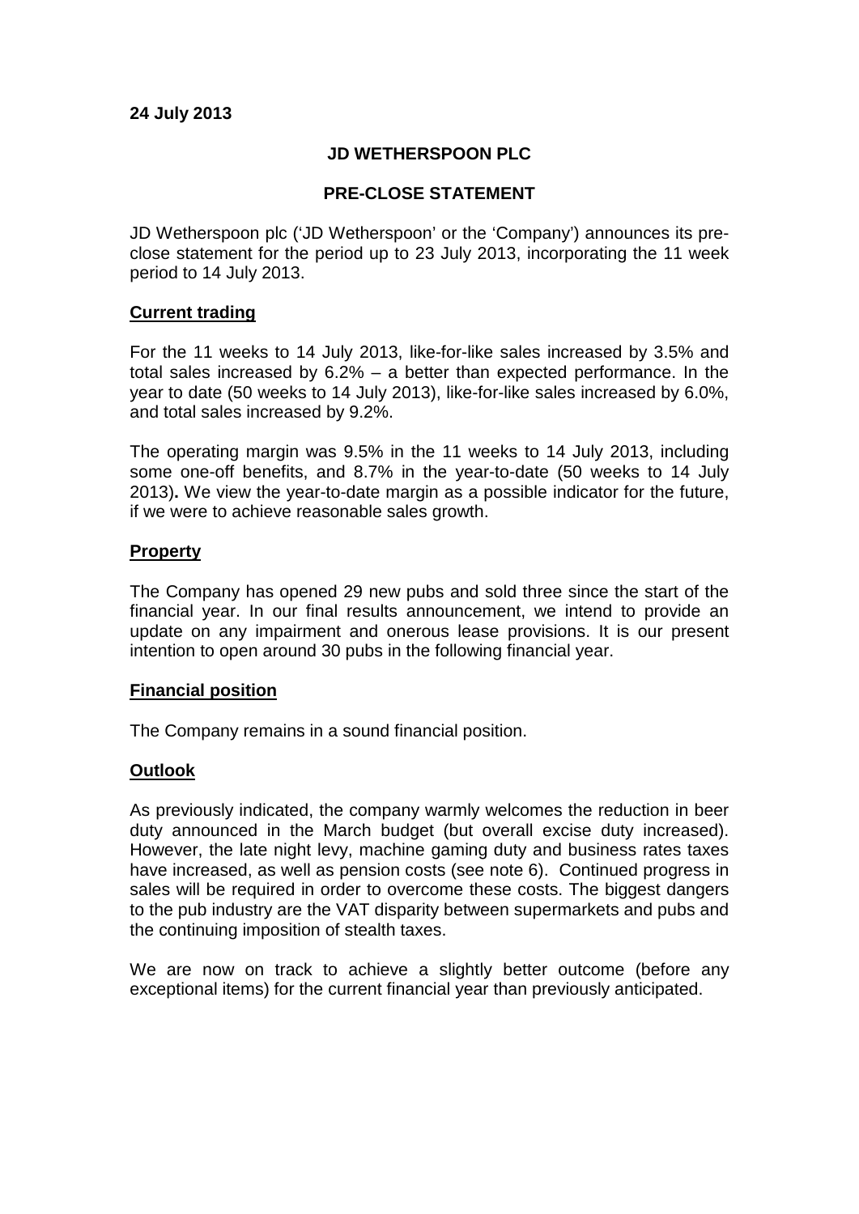**24 July 2013**

# JD WETHERSPOON PLC

## PRE-CLOSE STATEMENT

JD Wetherspoon plc ('JD Wetherspoon' or the 'Company') announces its pre-close statement for the period up to 23 July 2013, incorporating the 11 week period to 14 July 2013.

### Current trading

For the 11 weeks to 14 July 2013, like-for-like sales increased by 3.5% and total sales increased by 6.2% – a better than expected performance. In the year to date (50 weeks to 14 July 2013), like-for-like sales increased by 6.0%, and total sales increased by 9.2%.

The operating margin was 9.5% in the 11 weeks to 14 July 2013, including some one-off benefits, and 8.7% in the year-to-date (50 weeks to 14 July 2013)**.** We view the year-to-date margin as a possible indicator for the future, if we were to achieve reasonable sales growth.

### Property

The Company has opened 29 new pubs and sold three since the start of the financial year. In our final results announcement, we intend to provide an update on any impairment and onerous lease provisions. It is our present intention to open around 30 pubs in the following financial year.

### Financial position

The Company remains in a sound financial position.

### Outlook

As previously indicated, the company warmly welcomes the reduction in beer duty announced in the March budget (but overall excise duty increased). However, the late night levy, machine gaming duty and business rates taxes have increased, as well as pension costs (see note 6). Continued progress in sales will be required in order to overcome these costs. The biggest dangers to the pub industry are the VAT disparity between supermarkets and pubs and the continuing imposition of stealth taxes.

We are now on track to achieve a slightly better outcome (before any exceptional items) for the current financial year than previously anticipated.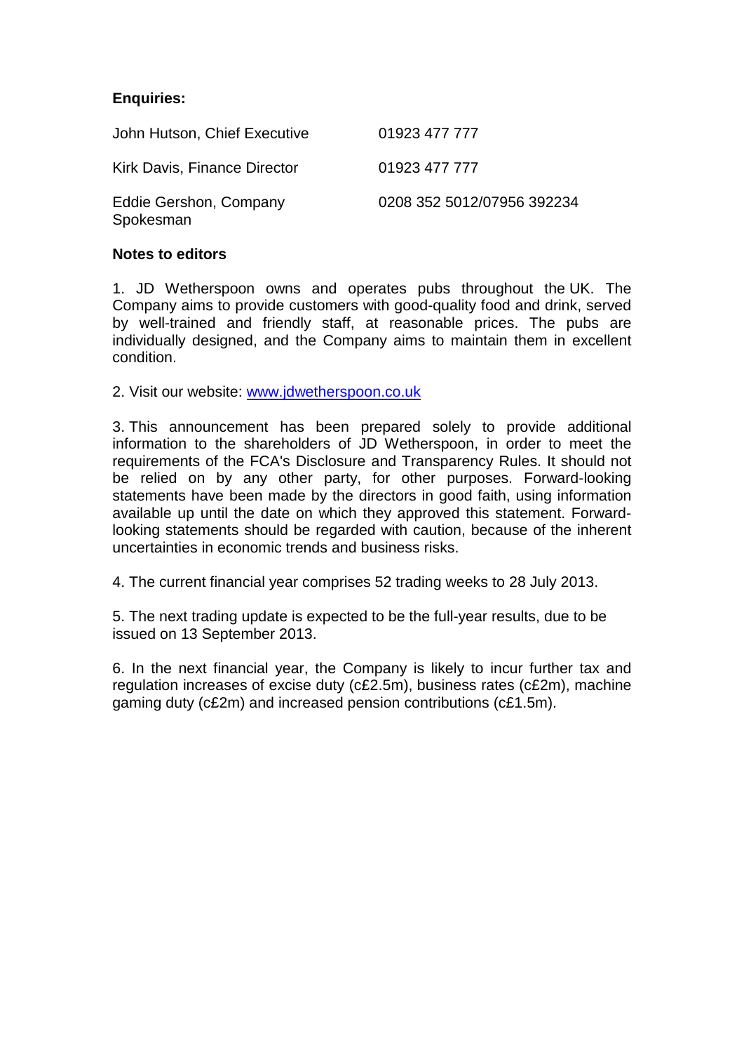**Enquiries:**

| | |
|---|---|
| John Hutson, Chief Executive | 01923 477 777 |
| Kirk Davis, Finance Director | 01923 477 777 |
| Eddie Gershon, Company Spokesman | 0208 352 5012/07956 392234 |

**Notes to editors**

1. JD Wetherspoon owns and operates pubs throughout the UK. The Company aims to provide customers with good-quality food and drink, served by well-trained and friendly staff, at reasonable prices. The pubs are individually designed, and the Company aims to maintain them in excellent condition.

2. Visit our website: www.jdwetherspoon.co.uk

3. This announcement has been prepared solely to provide additional information to the shareholders of JD Wetherspoon, in order to meet the requirements of the FCA's Disclosure and Transparency Rules. It should not be relied on by any other party, for other purposes. Forward-looking statements have been made by the directors in good faith, using information available up until the date on which they approved this statement. Forward-looking statements should be regarded with caution, because of the inherent uncertainties in economic trends and business risks.

4. The current financial year comprises 52 trading weeks to 28 July 2013.

5. The next trading update is expected to be the full-year results, due to be issued on 13 September 2013.

6. In the next financial year, the Company is likely to incur further tax and regulation increases of excise duty (c£2.5m), business rates (c£2m), machine gaming duty (c£2m) and increased pension contributions (c£1.5m).